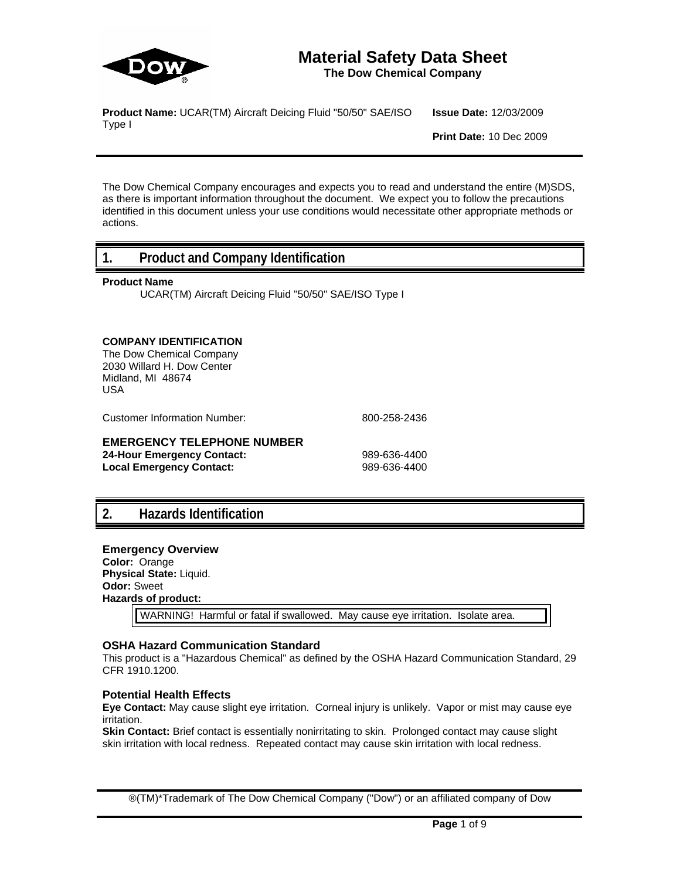# Material Safety Data Sheet

**The Dow Chemical Company**

**Product Name:** UCAR(TM) Aircraft Deicing Fluid "50/50" SAE/ISO Type I

**Issue Date:** 12/03/2009

**Print Date:** 10 Dec 2009

The Dow Chemical Company encourages and expects you to read and understand the entire (M)SDS, as there is important information throughout the document. We expect you to follow the precautions identified in this document unless your use conditions would necessitate other appropriate methods or actions.

## 1. Product and Company Identification

**Product Name**

UCAR(TM) Aircraft Deicing Fluid "50/50" SAE/ISO Type I

**COMPANY IDENTIFICATION**

The Dow Chemical Company
2030 Willard H. Dow Center
Midland, MI 48674
USA

Customer Information Number: 800-258-2436

**EMERGENCY TELEPHONE NUMBER**

**24-Hour Emergency Contact:** 989-636-4400
**Local Emergency Contact:** 989-636-4400

## 2. Hazards Identification

### Emergency Overview

**Color:** Orange
**Physical State:** Liquid.
**Odor:** Sweet
**Hazards of product:**

WARNING! Harmful or fatal if swallowed. May cause eye irritation. Isolate area.

### OSHA Hazard Communication Standard

This product is a "Hazardous Chemical" as defined by the OSHA Hazard Communication Standard, 29 CFR 1910.1200.

### Potential Health Effects

**Eye Contact:** May cause slight eye irritation. Corneal injury is unlikely. Vapor or mist may cause eye irritation.

**Skin Contact:** Brief contact is essentially nonirritating to skin. Prolonged contact may cause slight skin irritation with local redness. Repeated contact may cause skin irritation with local redness.

®(TM)*Trademark of The Dow Chemical Company ("Dow") or an affiliated company of Dow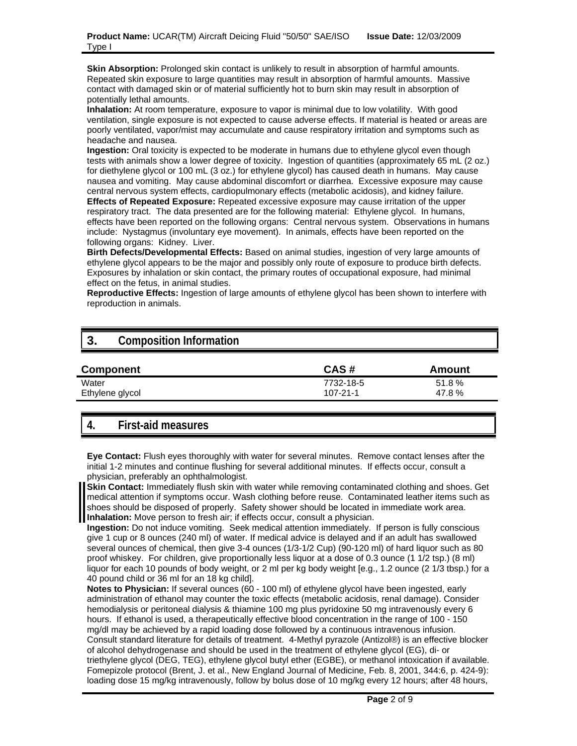**Skin Absorption:** Prolonged skin contact is unlikely to result in absorption of harmful amounts. Repeated skin exposure to large quantities may result in absorption of harmful amounts. Massive contact with damaged skin or of material sufficiently hot to burn skin may result in absorption of potentially lethal amounts.
**Inhalation:** At room temperature, exposure to vapor is minimal due to low volatility. With good ventilation, single exposure is not expected to cause adverse effects. If material is heated or areas are poorly ventilated, vapor/mist may accumulate and cause respiratory irritation and symptoms such as headache and nausea.
**Ingestion:** Oral toxicity is expected to be moderate in humans due to ethylene glycol even though tests with animals show a lower degree of toxicity. Ingestion of quantities (approximately 65 mL (2 oz.) for diethylene glycol or 100 mL (3 oz.) for ethylene glycol) has caused death in humans. May cause nausea and vomiting. May cause abdominal discomfort or diarrhea. Excessive exposure may cause central nervous system effects, cardiopulmonary effects (metabolic acidosis), and kidney failure.
**Effects of Repeated Exposure:** Repeated excessive exposure may cause irritation of the upper respiratory tract. The data presented are for the following material: Ethylene glycol. In humans, effects have been reported on the following organs: Central nervous system. Observations in humans include: Nystagmus (involuntary eye movement). In animals, effects have been reported on the following organs: Kidney. Liver.
**Birth Defects/Developmental Effects:** Based on animal studies, ingestion of very large amounts of ethylene glycol appears to be the major and possibly only route of exposure to produce birth defects. Exposures by inhalation or skin contact, the primary routes of occupational exposure, had minimal effect on the fetus, in animal studies.
**Reproductive Effects:** Ingestion of large amounts of ethylene glycol has been shown to interfere with reproduction in animals.

## 3. Composition Information

| Component | CAS # | Amount |
|---|---|---|
| Water | 7732-18-5 | 51.8 % |
| Ethylene glycol | 107-21-1 | 47.8 % |

## 4. First-aid measures

**Eye Contact:** Flush eyes thoroughly with water for several minutes. Remove contact lenses after the initial 1-2 minutes and continue flushing for several additional minutes. If effects occur, consult a physician, preferably an ophthalmologist.
**Skin Contact:** Immediately flush skin with water while removing contaminated clothing and shoes. Get medical attention if symptoms occur. Wash clothing before reuse. Contaminated leather items such as shoes should be disposed of properly. Safety shower should be located in immediate work area.
**Inhalation:** Move person to fresh air; if effects occur, consult a physician.
**Ingestion:** Do not induce vomiting. Seek medical attention immediately. If person is fully conscious give 1 cup or 8 ounces (240 ml) of water. If medical advice is delayed and if an adult has swallowed several ounces of chemical, then give 3-4 ounces (1/3-1/2 Cup) (90-120 ml) of hard liquor such as 80 proof whiskey. For children, give proportionally less liquor at a dose of 0.3 ounce (1 1/2 tsp.) (8 ml) liquor for each 10 pounds of body weight, or 2 ml per kg body weight [e.g., 1.2 ounce (2 1/3 tbsp.) for a 40 pound child or 36 ml for an 18 kg child].
**Notes to Physician:** If several ounces (60 - 100 ml) of ethylene glycol have been ingested, early administration of ethanol may counter the toxic effects (metabolic acidosis, renal damage). Consider hemodialysis or peritoneal dialysis & thiamine 100 mg plus pyridoxine 50 mg intravenously every 6 hours. If ethanol is used, a therapeutically effective blood concentration in the range of 100 - 150 mg/dl may be achieved by a rapid loading dose followed by a continuous intravenous infusion. Consult standard literature for details of treatment. 4-Methyl pyrazole (Antizol®) is an effective blocker of alcohol dehydrogenase and should be used in the treatment of ethylene glycol (EG), di- or triethylene glycol (DEG, TEG), ethylene glycol butyl ether (EGBE), or methanol intoxication if available. Fomepizole protocol (Brent, J. et al., New England Journal of Medicine, Feb. 8, 2001, 344:6, p. 424-9): loading dose 15 mg/kg intravenously, follow by bolus dose of 10 mg/kg every 12 hours; after 48 hours,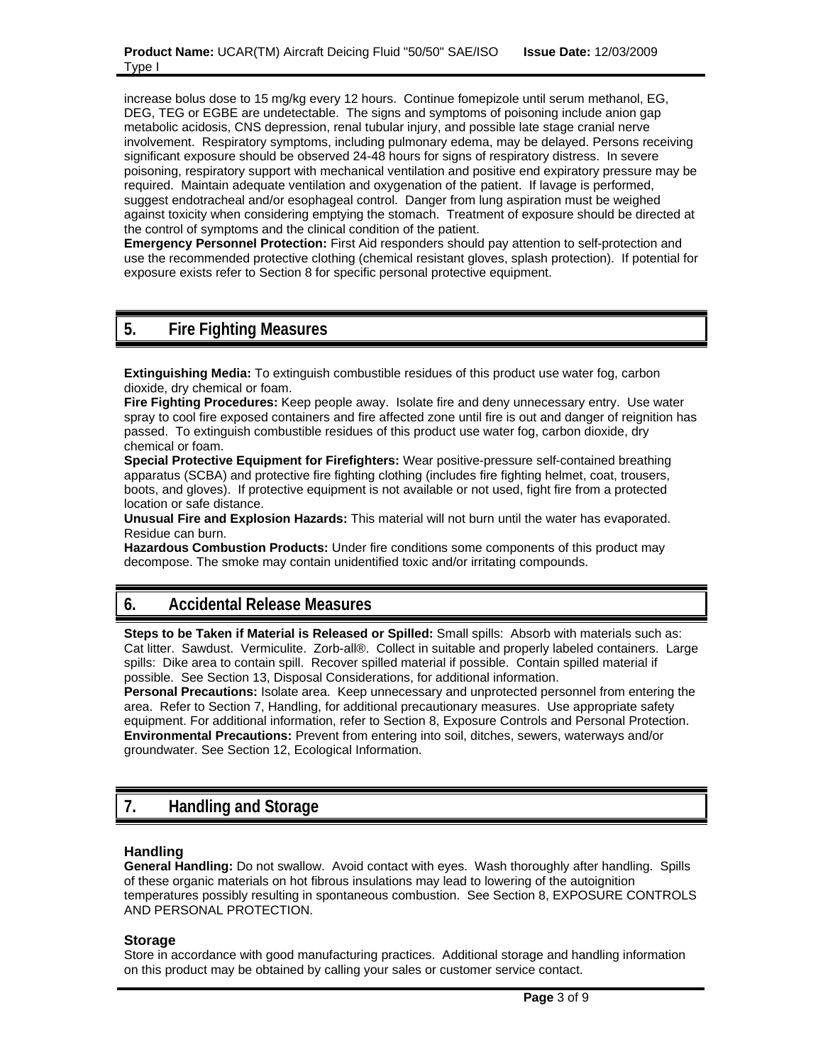increase bolus dose to 15 mg/kg every 12 hours. Continue fomepizole until serum methanol, EG, DEG, TEG or EGBE are undetectable. The signs and symptoms of poisoning include anion gap metabolic acidosis, CNS depression, renal tubular injury, and possible late stage cranial nerve involvement. Respiratory symptoms, including pulmonary edema, may be delayed. Persons receiving significant exposure should be observed 24-48 hours for signs of respiratory distress. In severe poisoning, respiratory support with mechanical ventilation and positive end expiratory pressure may be required. Maintain adequate ventilation and oxygenation of the patient. If lavage is performed, suggest endotracheal and/or esophageal control. Danger from lung aspiration must be weighed against toxicity when considering emptying the stomach. Treatment of exposure should be directed at the control of symptoms and the clinical condition of the patient.

**Emergency Personnel Protection:** First Aid responders should pay attention to self-protection and use the recommended protective clothing (chemical resistant gloves, splash protection). If potential for exposure exists refer to Section 8 for specific personal protective equipment.

## 5. Fire Fighting Measures

**Extinguishing Media:** To extinguish combustible residues of this product use water fog, carbon dioxide, dry chemical or foam.

**Fire Fighting Procedures:** Keep people away. Isolate fire and deny unnecessary entry. Use water spray to cool fire exposed containers and fire affected zone until fire is out and danger of reignition has passed. To extinguish combustible residues of this product use water fog, carbon dioxide, dry chemical or foam.

**Special Protective Equipment for Firefighters:** Wear positive-pressure self-contained breathing apparatus (SCBA) and protective fire fighting clothing (includes fire fighting helmet, coat, trousers, boots, and gloves). If protective equipment is not available or not used, fight fire from a protected location or safe distance.

**Unusual Fire and Explosion Hazards:** This material will not burn until the water has evaporated. Residue can burn.

**Hazardous Combustion Products:** Under fire conditions some components of this product may decompose. The smoke may contain unidentified toxic and/or irritating compounds.

## 6. Accidental Release Measures

**Steps to be Taken if Material is Released or Spilled:** Small spills: Absorb with materials such as: Cat litter. Sawdust. Vermiculite. Zorb-all®. Collect in suitable and properly labeled containers. Large spills: Dike area to contain spill. Recover spilled material if possible. Contain spilled material if possible. See Section 13, Disposal Considerations, for additional information.

**Personal Precautions:** Isolate area. Keep unnecessary and unprotected personnel from entering the area. Refer to Section 7, Handling, for additional precautionary measures. Use appropriate safety equipment. For additional information, refer to Section 8, Exposure Controls and Personal Protection.

**Environmental Precautions:** Prevent from entering into soil, ditches, sewers, waterways and/or groundwater. See Section 12, Ecological Information.

## 7. Handling and Storage

### Handling

**General Handling:** Do not swallow. Avoid contact with eyes. Wash thoroughly after handling. Spills of these organic materials on hot fibrous insulations may lead to lowering of the autoignition temperatures possibly resulting in spontaneous combustion. See Section 8, EXPOSURE CONTROLS AND PERSONAL PROTECTION.

### Storage

Store in accordance with good manufacturing practices. Additional storage and handling information on this product may be obtained by calling your sales or customer service contact.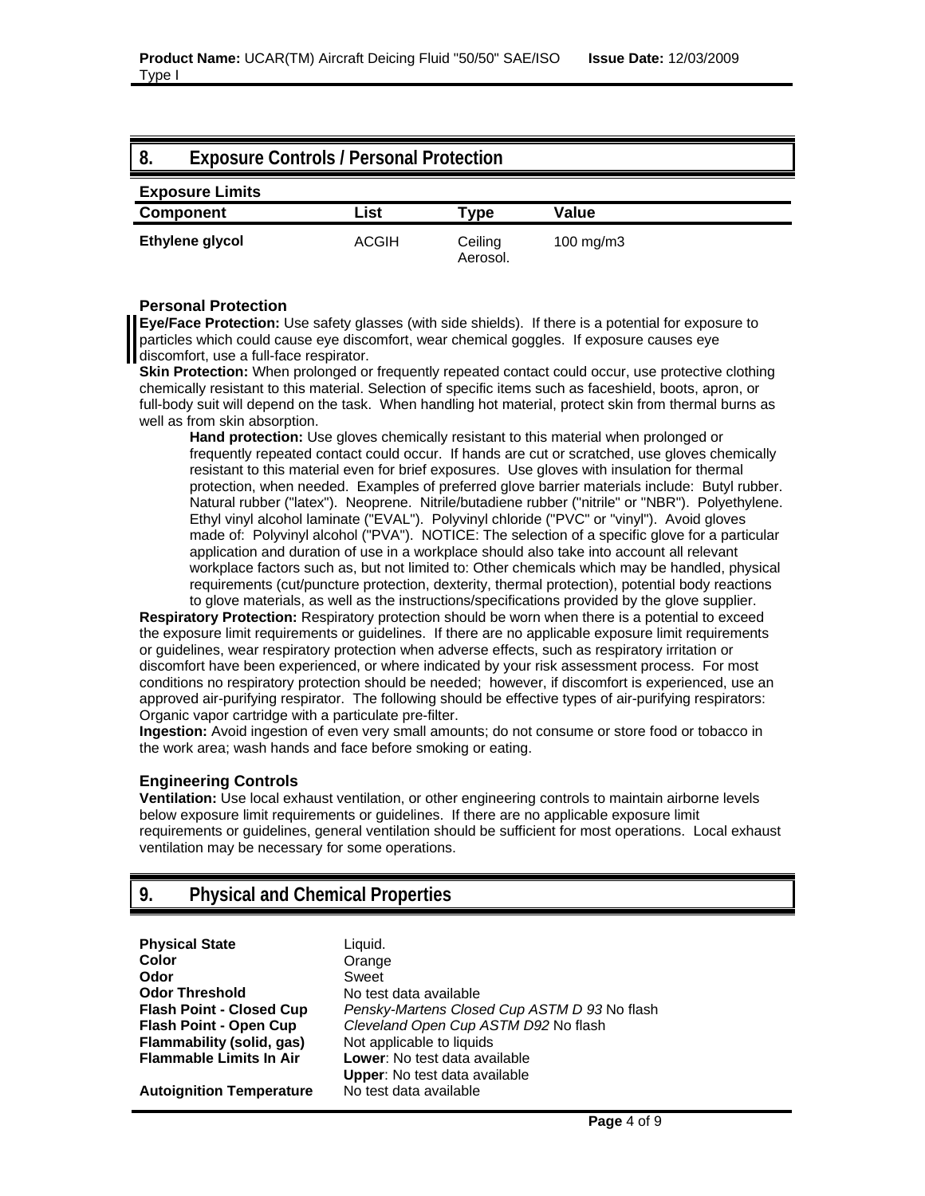## 8. Exposure Controls / Personal Protection

### Exposure Limits

| Component | List | Type | Value |
| --- | --- | --- | --- |
| Ethylene glycol | ACGIH | Ceiling Aerosol. | 100 mg/m3 |

### Personal Protection

**Eye/Face Protection:** Use safety glasses (with side shields). If there is a potential for exposure to particles which could cause eye discomfort, wear chemical goggles. If exposure causes eye discomfort, use a full-face respirator.

**Skin Protection:** When prolonged or frequently repeated contact could occur, use protective clothing chemically resistant to this material. Selection of specific items such as faceshield, boots, apron, or full-body suit will depend on the task. When handling hot material, protect skin from thermal burns as well as from skin absorption.

**Hand protection:** Use gloves chemically resistant to this material when prolonged or frequently repeated contact could occur. If hands are cut or scratched, use gloves chemically resistant to this material even for brief exposures. Use gloves with insulation for thermal protection, when needed. Examples of preferred glove barrier materials include: Butyl rubber. Natural rubber ("latex"). Neoprene. Nitrile/butadiene rubber ("nitrile" or "NBR"). Polyethylene. Ethyl vinyl alcohol laminate ("EVAL"). Polyvinyl chloride ("PVC" or "vinyl"). Avoid gloves made of: Polyvinyl alcohol ("PVA"). NOTICE: The selection of a specific glove for a particular application and duration of use in a workplace should also take into account all relevant workplace factors such as, but not limited to: Other chemicals which may be handled, physical requirements (cut/puncture protection, dexterity, thermal protection), potential body reactions to glove materials, as well as the instructions/specifications provided by the glove supplier.

**Respiratory Protection:** Respiratory protection should be worn when there is a potential to exceed the exposure limit requirements or guidelines. If there are no applicable exposure limit requirements or guidelines, wear respiratory protection when adverse effects, such as respiratory irritation or discomfort have been experienced, or where indicated by your risk assessment process. For most conditions no respiratory protection should be needed; however, if discomfort is experienced, use an approved air-purifying respirator. The following should be effective types of air-purifying respirators: Organic vapor cartridge with a particulate pre-filter.

**Ingestion:** Avoid ingestion of even very small amounts; do not consume or store food or tobacco in the work area; wash hands and face before smoking or eating.

### Engineering Controls

**Ventilation:** Use local exhaust ventilation, or other engineering controls to maintain airborne levels below exposure limit requirements or guidelines. If there are no applicable exposure limit requirements or guidelines, general ventilation should be sufficient for most operations. Local exhaust ventilation may be necessary for some operations.

## 9. Physical and Chemical Properties

| | |
| --- | --- |
| **Physical State** | Liquid. |
| **Color** | Orange |
| **Odor** | Sweet |
| **Odor Threshold** | No test data available |
| **Flash Point - Closed Cup** | *Pensky-Martens Closed Cup ASTM D 93* No flash |
| **Flash Point - Open Cup** | *Cleveland Open Cup ASTM D92* No flash |
| **Flammability (solid, gas)** | Not applicable to liquids |
| **Flammable Limits In Air** | **Lower**: No test data available<br>**Upper**: No test data available |
| **Autoignition Temperature** | No test data available |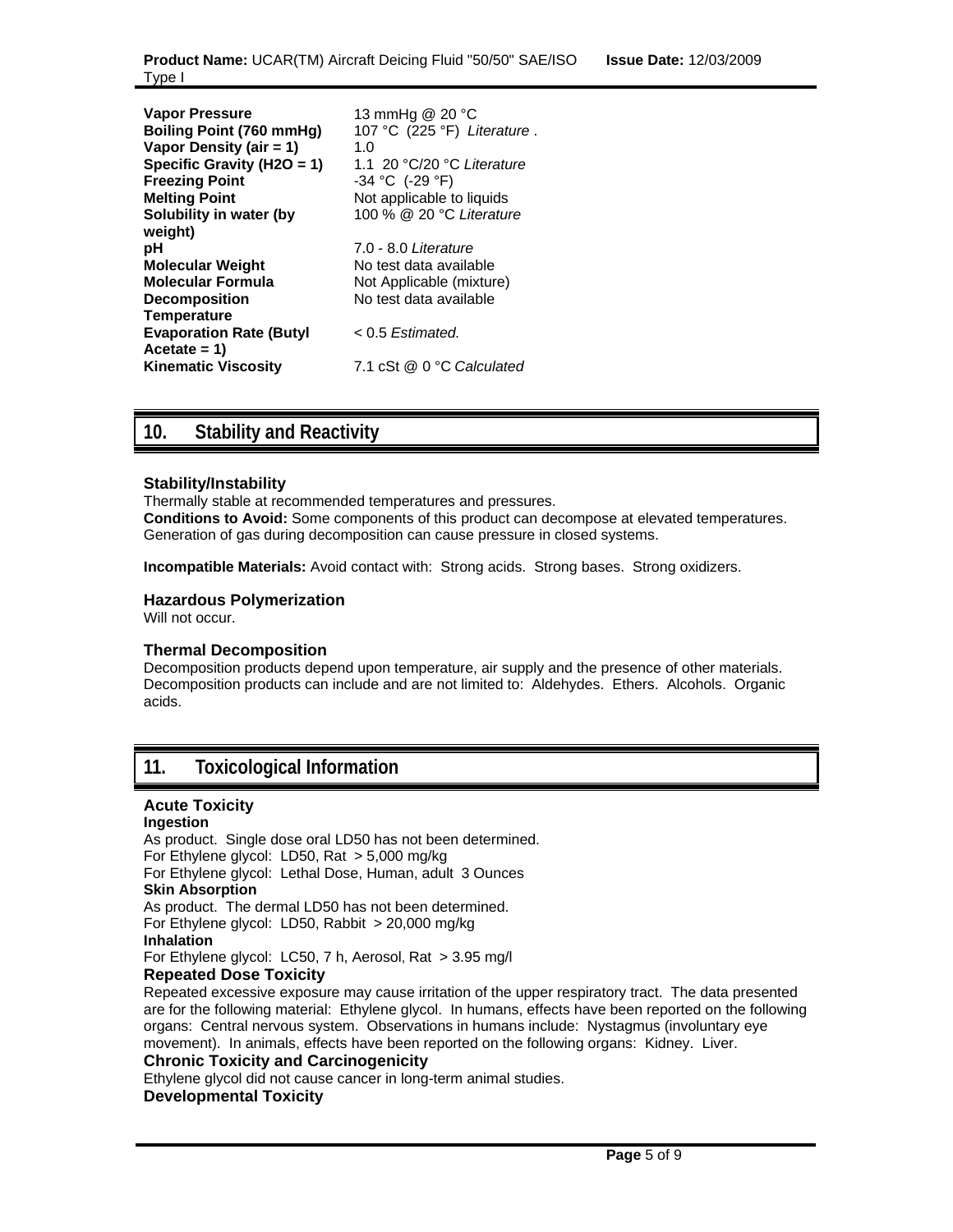| | |
|---|---|
| **Vapor Pressure** | 13 mmHg @ 20 °C |
| **Boiling Point (760 mmHg)** | 107 °C (225 °F) *Literature* . |
| **Vapor Density (air = 1)** | 1.0 |
| **Specific Gravity (H2O = 1)** | 1.1 20 °C/20 °C *Literature* |
| **Freezing Point** | -34 °C (-29 °F) |
| **Melting Point** | Not applicable to liquids |
| **Solubility in water (by weight)** | 100 % @ 20 °C *Literature* |
| **pH** | 7.0 - 8.0 *Literature* |
| **Molecular Weight** | No test data available |
| **Molecular Formula** | Not Applicable (mixture) |
| **Decomposition Temperature** | No test data available |
| **Evaporation Rate (Butyl Acetate = 1)** | < 0.5 *Estimated.* |
| **Kinematic Viscosity** | 7.1 cSt @ 0 °C *Calculated* |

## 10. Stability and Reactivity

### Stability/Instability

Thermally stable at recommended temperatures and pressures.

**Conditions to Avoid:** Some components of this product can decompose at elevated temperatures. Generation of gas during decomposition can cause pressure in closed systems.

**Incompatible Materials:** Avoid contact with: Strong acids. Strong bases. Strong oxidizers.

### Hazardous Polymerization

Will not occur.

### Thermal Decomposition

Decomposition products depend upon temperature, air supply and the presence of other materials. Decomposition products can include and are not limited to: Aldehydes. Ethers. Alcohols. Organic acids.

## 11. Toxicological Information

### Acute Toxicity

**Ingestion**

As product. Single dose oral LD50 has not been determined.
For Ethylene glycol: LD50, Rat > 5,000 mg/kg
For Ethylene glycol: Lethal Dose, Human, adult 3 Ounces

**Skin Absorption**

As product. The dermal LD50 has not been determined.
For Ethylene glycol: LD50, Rabbit > 20,000 mg/kg

**Inhalation**

For Ethylene glycol: LC50, 7 h, Aerosol, Rat > 3.95 mg/l

### Repeated Dose Toxicity

Repeated excessive exposure may cause irritation of the upper respiratory tract. The data presented are for the following material: Ethylene glycol. In humans, effects have been reported on the following organs: Central nervous system. Observations in humans include: Nystagmus (involuntary eye movement). In animals, effects have been reported on the following organs: Kidney. Liver.

### Chronic Toxicity and Carcinogenicity

Ethylene glycol did not cause cancer in long-term animal studies.

### Developmental Toxicity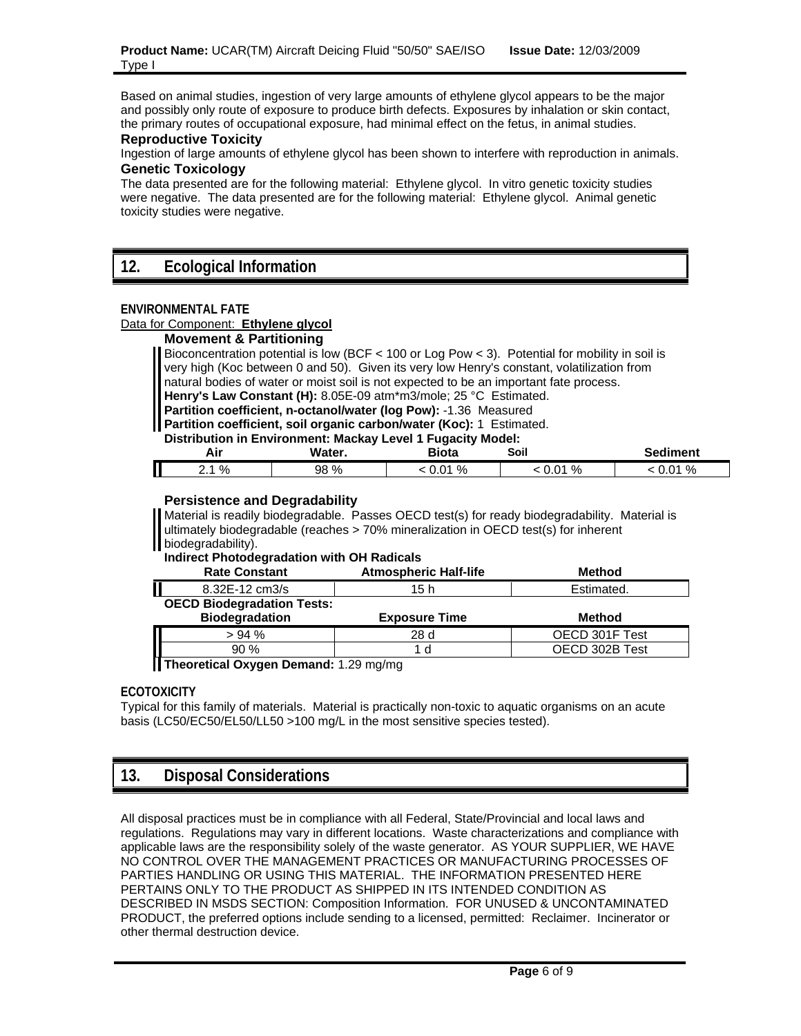Based on animal studies, ingestion of very large amounts of ethylene glycol appears to be the major and possibly only route of exposure to produce birth defects. Exposures by inhalation or skin contact, the primary routes of occupational exposure, had minimal effect on the fetus, in animal studies.

### Reproductive Toxicity

Ingestion of large amounts of ethylene glycol has been shown to interfere with reproduction in animals.

### Genetic Toxicology

The data presented are for the following material: Ethylene glycol. In vitro genetic toxicity studies were negative. The data presented are for the following material: Ethylene glycol. Animal genetic toxicity studies were negative.

## 12. Ecological Information

**ENVIRONMENTAL FATE**

Data for Component: **Ethylene glycol**

### Movement & Partitioning

Bioconcentration potential is low (BCF < 100 or Log Pow < 3). Potential for mobility in soil is very high (Koc between 0 and 50). Given its very low Henry's constant, volatilization from natural bodies of water or moist soil is not expected to be an important fate process.

**Henry's Law Constant (H):** 8.05E-09 atm*m3/mole; 25 °C Estimated.

**Partition coefficient, n-octanol/water (log Pow):** -1.36 Measured

**Partition coefficient, soil organic carbon/water (Koc):** 1 Estimated.

**Distribution in Environment: Mackay Level 1 Fugacity Model:**

| Air | Water. | Biota | Soil | Sediment |
|---|---|---|---|---|
| 2.1 % | 98 % | < 0.01 % | < 0.01 % | < 0.01 % |

### Persistence and Degradability

Material is readily biodegradable. Passes OECD test(s) for ready biodegradability. Material is ultimately biodegradable (reaches > 70% mineralization in OECD test(s) for inherent biodegradability).

**Indirect Photodegradation with OH Radicals**

| Rate Constant | Atmospheric Half-life | Method |
|---|---|---|
| 8.32E-12 cm3/s | 15 h | Estimated. |

**OECD Biodegradation Tests:**

| Biodegradation | Exposure Time | Method |
|---|---|---|
| > 94 % | 28 d | OECD 301F Test |
| 90 % | 1 d | OECD 302B Test |

**Theoretical Oxygen Demand:** 1.29 mg/mg

**ECOTOXICITY**

Typical for this family of materials. Material is practically non-toxic to aquatic organisms on an acute basis (LC50/EC50/EL50/LL50 >100 mg/L in the most sensitive species tested).

## 13. Disposal Considerations

All disposal practices must be in compliance with all Federal, State/Provincial and local laws and regulations. Regulations may vary in different locations. Waste characterizations and compliance with applicable laws are the responsibility solely of the waste generator. AS YOUR SUPPLIER, WE HAVE NO CONTROL OVER THE MANAGEMENT PRACTICES OR MANUFACTURING PROCESSES OF PARTIES HANDLING OR USING THIS MATERIAL. THE INFORMATION PRESENTED HERE PERTAINS ONLY TO THE PRODUCT AS SHIPPED IN ITS INTENDED CONDITION AS DESCRIBED IN MSDS SECTION: Composition Information. FOR UNUSED & UNCONTAMINATED PRODUCT, the preferred options include sending to a licensed, permitted: Reclaimer. Incinerator or other thermal destruction device.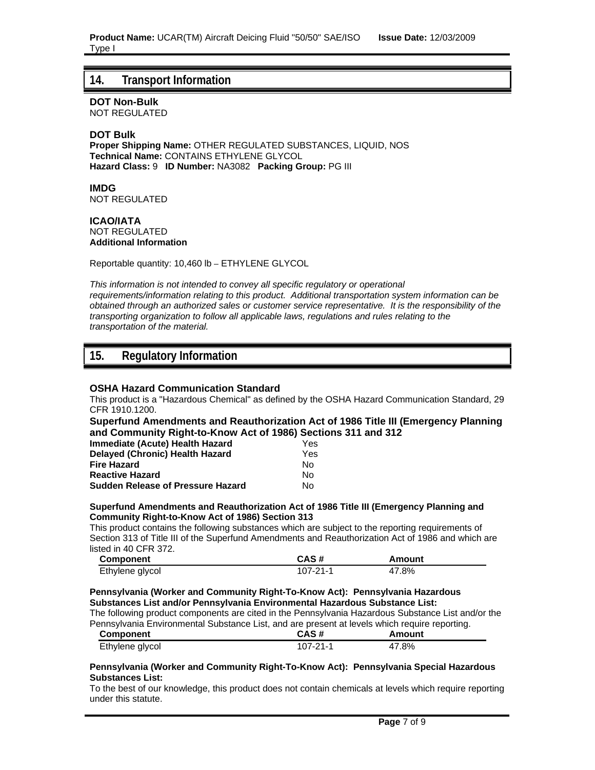## 14. Transport Information

**DOT Non-Bulk**
NOT REGULATED

**DOT Bulk**
**Proper Shipping Name:** OTHER REGULATED SUBSTANCES, LIQUID, NOS
**Technical Name:** CONTAINS ETHYLENE GLYCOL
**Hazard Class:** 9 **ID Number:** NA3082 **Packing Group:** PG III

**IMDG**
NOT REGULATED

**ICAO/IATA**
NOT REGULATED
**Additional Information**

Reportable quantity: 10,460 lb – ETHYLENE GLYCOL

*This information is not intended to convey all specific regulatory or operational requirements/information relating to this product. Additional transportation system information can be obtained through an authorized sales or customer service representative. It is the responsibility of the transporting organization to follow all applicable laws, regulations and rules relating to the transportation of the material.*

## 15. Regulatory Information

### OSHA Hazard Communication Standard

This product is a "Hazardous Chemical" as defined by the OSHA Hazard Communication Standard, 29 CFR 1910.1200.

**Superfund Amendments and Reauthorization Act of 1986 Title III (Emergency Planning and Community Right-to-Know Act of 1986) Sections 311 and 312**

| | |
|---|---|
| **Immediate (Acute) Health Hazard** | Yes |
| **Delayed (Chronic) Health Hazard** | Yes |
| **Fire Hazard** | No |
| **Reactive Hazard** | No |
| **Sudden Release of Pressure Hazard** | No |

**Superfund Amendments and Reauthorization Act of 1986 Title III (Emergency Planning and Community Right-to-Know Act of 1986) Section 313**

This product contains the following substances which are subject to the reporting requirements of Section 313 of Title III of the Superfund Amendments and Reauthorization Act of 1986 and which are listed in 40 CFR 372.

| Component | CAS # | Amount |
|---|---|---|
| Ethylene glycol | 107-21-1 | 47.8% |

**Pennsylvania (Worker and Community Right-To-Know Act): Pennsylvania Hazardous Substances List and/or Pennsylvania Environmental Hazardous Substance List:**

The following product components are cited in the Pennsylvania Hazardous Substance List and/or the Pennsylvania Environmental Substance List, and are present at levels which require reporting.

| Component | CAS # | Amount |
|---|---|---|
| Ethylene glycol | 107-21-1 | 47.8% |

**Pennsylvania (Worker and Community Right-To-Know Act): Pennsylvania Special Hazardous Substances List:**

To the best of our knowledge, this product does not contain chemicals at levels which require reporting under this statute.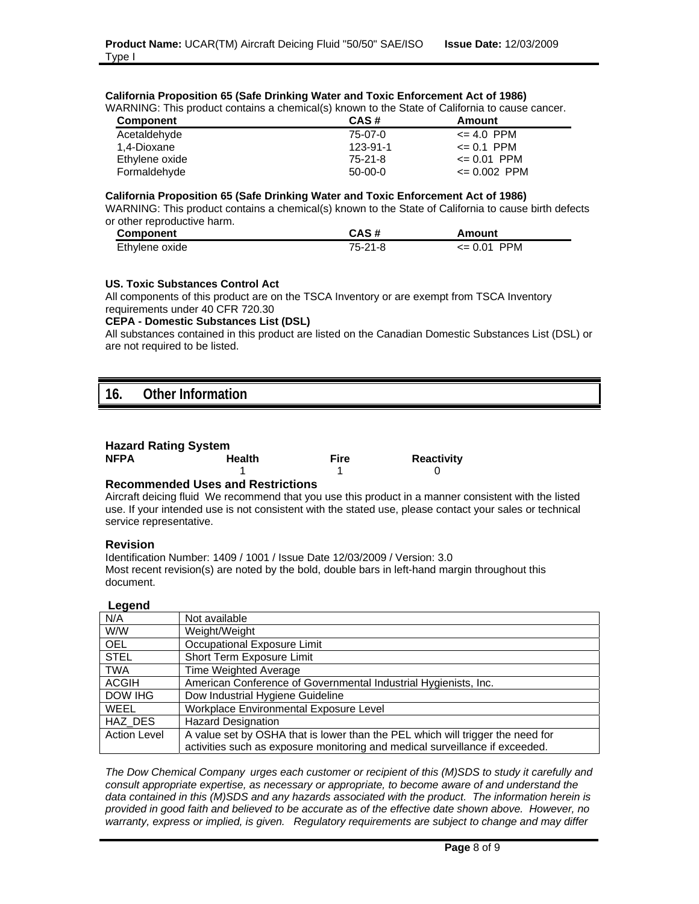**California Proposition 65 (Safe Drinking Water and Toxic Enforcement Act of 1986)**

WARNING: This product contains a chemical(s) known to the State of California to cause cancer.

| Component | CAS # | Amount |
|---|---|---|
| Acetaldehyde | 75-07-0 | <= 4.0 PPM |
| 1,4-Dioxane | 123-91-1 | <= 0.1 PPM |
| Ethylene oxide | 75-21-8 | <= 0.01 PPM |
| Formaldehyde | 50-00-0 | <= 0.002 PPM |

**California Proposition 65 (Safe Drinking Water and Toxic Enforcement Act of 1986)**

WARNING: This product contains a chemical(s) known to the State of California to cause birth defects or other reproductive harm.

| Component | CAS # | Amount |
|---|---|---|
| Ethylene oxide | 75-21-8 | <= 0.01 PPM |

**US. Toxic Substances Control Act**

All components of this product are on the TSCA Inventory or are exempt from TSCA Inventory requirements under 40 CFR 720.30

**CEPA - Domestic Substances List (DSL)**

All substances contained in this product are listed on the Canadian Domestic Substances List (DSL) or are not required to be listed.

## 16. Other Information

### Hazard Rating System

| NFPA | Health | Fire | Reactivity |
|---|---|---|---|
| | 1 | 1 | 0 |

### Recommended Uses and Restrictions

Aircraft deicing fluid We recommend that you use this product in a manner consistent with the listed use. If your intended use is not consistent with the stated use, please contact your sales or technical service representative.

### Revision

Identification Number: 1409 / 1001 / Issue Date 12/03/2009 / Version: 3.0

Most recent revision(s) are noted by the bold, double bars in left-hand margin throughout this document.

### Legend

| | |
|---|---|
| N/A | Not available |
| W/W | Weight/Weight |
| OEL | Occupational Exposure Limit |
| STEL | Short Term Exposure Limit |
| TWA | Time Weighted Average |
| ACGIH | American Conference of Governmental Industrial Hygienists, Inc. |
| DOW IHG | Dow Industrial Hygiene Guideline |
| WEEL | Workplace Environmental Exposure Level |
| HAZ_DES | Hazard Designation |
| Action Level | A value set by OSHA that is lower than the PEL which will trigger the need for activities such as exposure monitoring and medical surveillance if exceeded. |

*The Dow Chemical Company urges each customer or recipient of this (M)SDS to study it carefully and consult appropriate expertise, as necessary or appropriate, to become aware of and understand the data contained in this (M)SDS and any hazards associated with the product. The information herein is provided in good faith and believed to be accurate as of the effective date shown above. However, no warranty, express or implied, is given. Regulatory requirements are subject to change and may differ*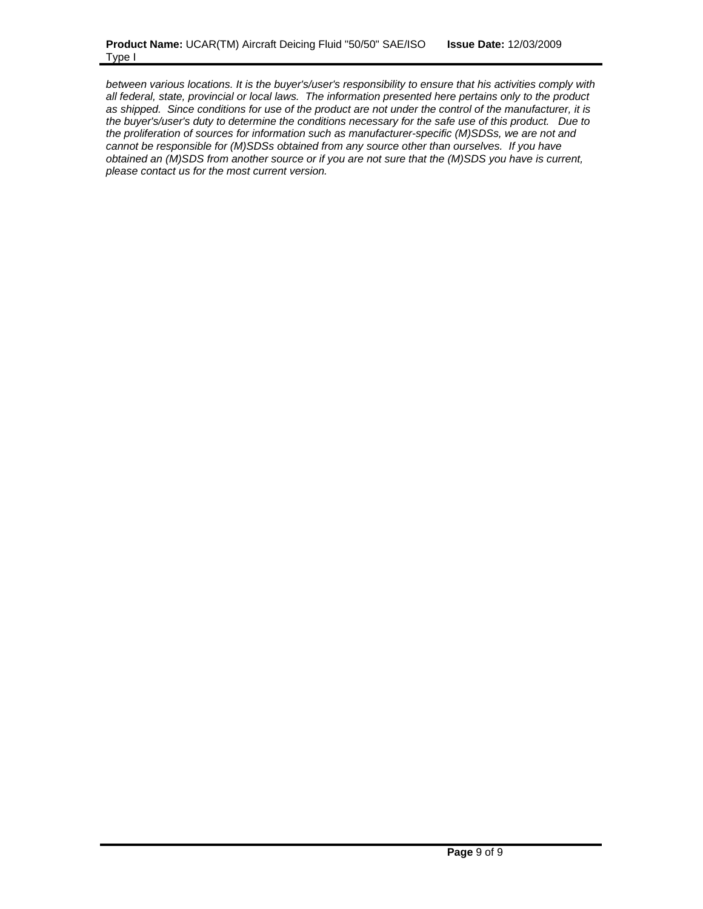*between various locations. It is the buyer's/user's responsibility to ensure that his activities comply with all federal, state, provincial or local laws. The information presented here pertains only to the product as shipped. Since conditions for use of the product are not under the control of the manufacturer, it is the buyer's/user's duty to determine the conditions necessary for the safe use of this product. Due to the proliferation of sources for information such as manufacturer-specific (M)SDSs, we are not and cannot be responsible for (M)SDSs obtained from any source other than ourselves. If you have obtained an (M)SDS from another source or if you are not sure that the (M)SDS you have is current, please contact us for the most current version.*